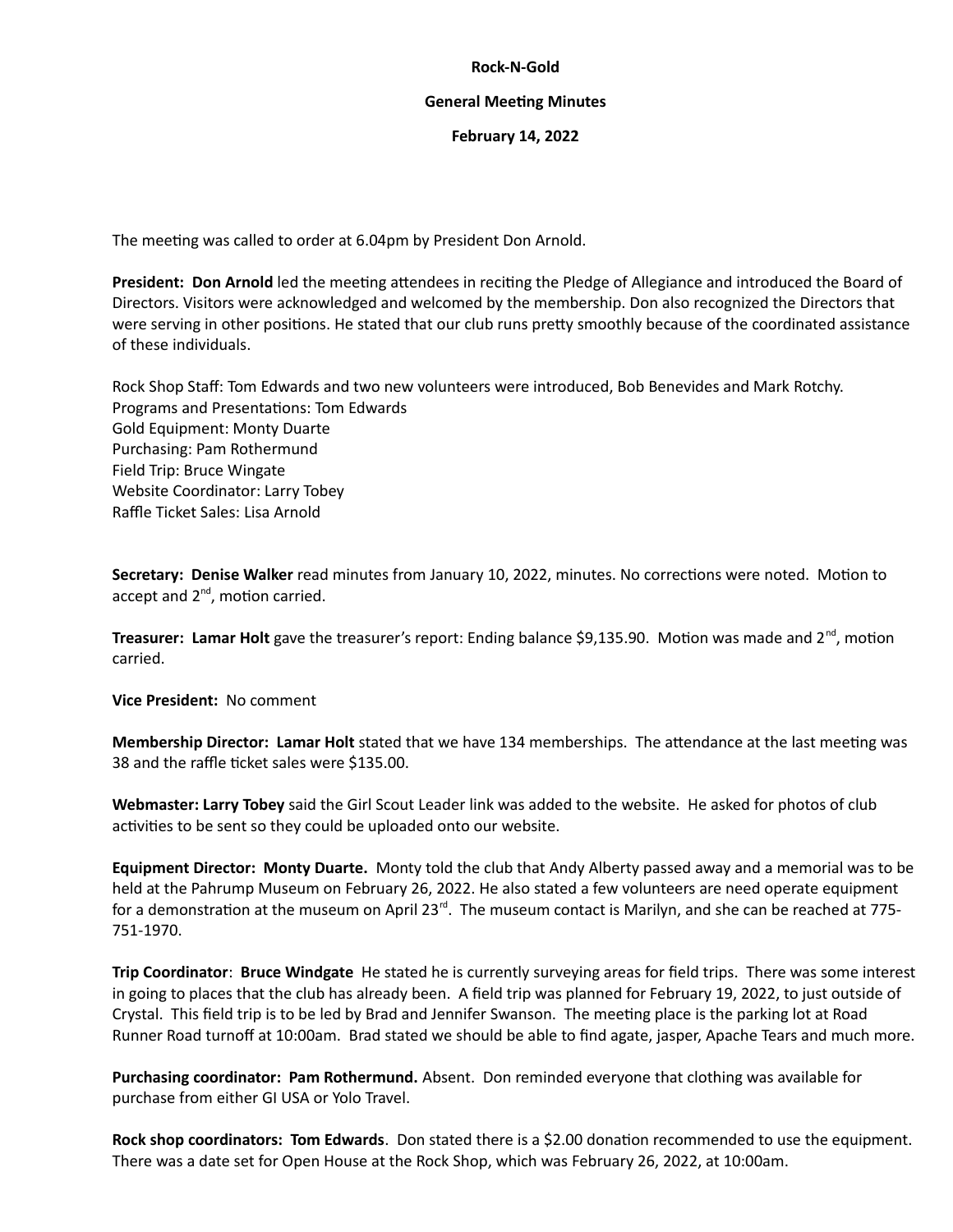**Rock-N-Gold**

**General Meeting Minutes**

**February 14, 2022**

The meeting was called to order at 6.04pm by President Don Arnold.

**President: Don Arnold** led the meeting attendees in reciting the Pledge of Allegiance and introduced the Board of Directors. Visitors were acknowledged and welcomed by the membership. Don also recognized the Directors that were serving in other positions. He stated that our club runs pretty smoothly because of the coordinated assistance of these individuals.

Rock Shop Staff: Tom Edwards and two new volunteers were introduced, Bob Benevides and Mark Rotchy.
Programs and Presentations: Tom Edwards
Gold Equipment: Monty Duarte
Purchasing: Pam Rothermund
Field Trip: Bruce Wingate
Website Coordinator: Larry Tobey
Raffle Ticket Sales: Lisa Arnold

**Secretary: Denise Walker** read minutes from January 10, 2022, minutes. No corrections were noted. Motion to accept and 2nd, motion carried.

**Treasurer: Lamar Holt** gave the treasurer's report: Ending balance $9,135.90. Motion was made and 2nd, motion carried.

**Vice President:** No comment

**Membership Director: Lamar Holt** stated that we have 134 memberships. The attendance at the last meeting was 38 and the raffle ticket sales were $135.00.

**Webmaster: Larry Tobey** said the Girl Scout Leader link was added to the website. He asked for photos of club activities to be sent so they could be uploaded onto our website.

**Equipment Director: Monty Duarte.** Monty told the club that Andy Alberty passed away and a memorial was to be held at the Pahrump Museum on February 26, 2022. He also stated a few volunteers are need operate equipment for a demonstration at the museum on April 23rd. The museum contact is Marilyn, and she can be reached at 775-751-1970.

**Trip Coordinator**: **Bruce Windgate** He stated he is currently surveying areas for field trips. There was some interest in going to places that the club has already been. A field trip was planned for February 19, 2022, to just outside of Crystal. This field trip is to be led by Brad and Jennifer Swanson. The meeting place is the parking lot at Road Runner Road turnoff at 10:00am. Brad stated we should be able to find agate, jasper, Apache Tears and much more.

**Purchasing coordinator: Pam Rothermund.** Absent. Don reminded everyone that clothing was available for purchase from either GI USA or Yolo Travel.

**Rock shop coordinators: Tom Edwards**. Don stated there is a $2.00 donation recommended to use the equipment. There was a date set for Open House at the Rock Shop, which was February 26, 2022, at 10:00am.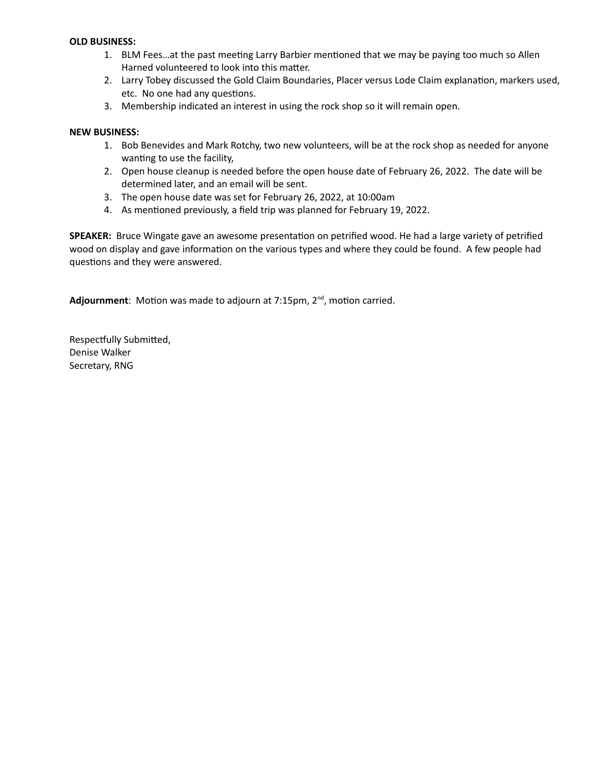**OLD BUSINESS:**

1. BLM Fees…at the past meeting Larry Barbier mentioned that we may be paying too much so Allen Harned volunteered to look into this matter.
2. Larry Tobey discussed the Gold Claim Boundaries, Placer versus Lode Claim explanation, markers used, etc. No one had any questions.
3. Membership indicated an interest in using the rock shop so it will remain open.

**NEW BUSINESS:**

1. Bob Benevides and Mark Rotchy, two new volunteers, will be at the rock shop as needed for anyone wanting to use the facility,
2. Open house cleanup is needed before the open house date of February 26, 2022. The date will be determined later, and an email will be sent.
3. The open house date was set for February 26, 2022, at 10:00am
4. As mentioned previously, a field trip was planned for February 19, 2022.

**SPEAKER:** Bruce Wingate gave an awesome presentation on petrified wood. He had a large variety of petrified wood on display and gave information on the various types and where they could be found. A few people had questions and they were answered.

**Adjournment**: Motion was made to adjourn at 7:15pm, 2nd, motion carried.

Respectfully Submitted,
Denise Walker
Secretary, RNG